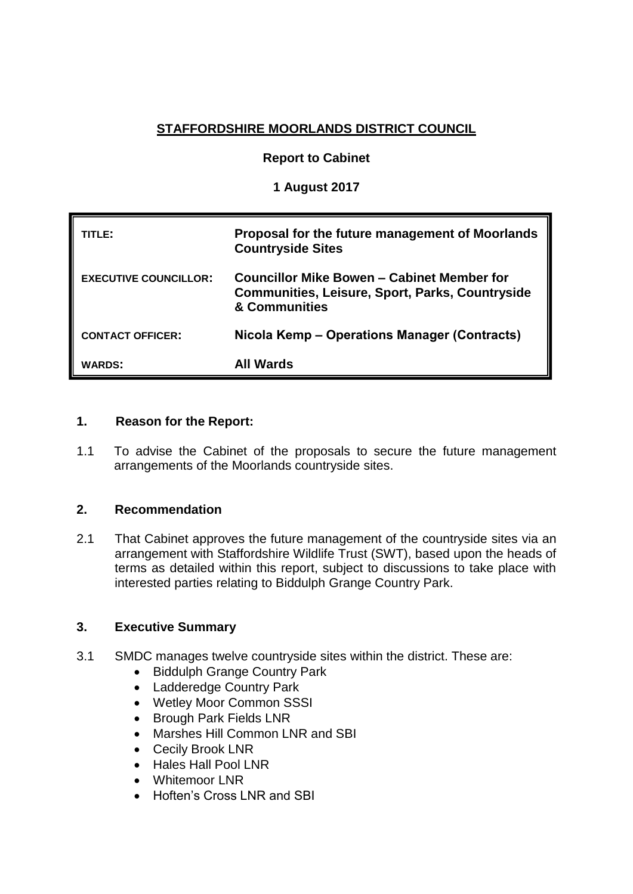**STAFFORDSHIRE MOORLANDS DISTRICT COUNCIL**

**Report to Cabinet**

**1 August 2017**

| | |
|---|---|
| **TITLE:** | **Proposal for the future management of Moorlands Countryside Sites** |
| **EXECUTIVE COUNCILLOR:** | **Councillor Mike Bowen – Cabinet Member for Communities, Leisure, Sport, Parks, Countryside & Communities** |
| **CONTACT OFFICER:** | **Nicola Kemp – Operations Manager (Contracts)** |
| **WARDS:** | **All Wards** |

## 1. Reason for the Report:

1.1 To advise the Cabinet of the proposals to secure the future management arrangements of the Moorlands countryside sites.

## 2. Recommendation

2.1 That Cabinet approves the future management of the countryside sites via an arrangement with Staffordshire Wildlife Trust (SWT), based upon the heads of terms as detailed within this report, subject to discussions to take place with interested parties relating to Biddulph Grange Country Park.

## 3. Executive Summary

3.1 SMDC manages twelve countryside sites within the district. These are:

- Biddulph Grange Country Park
- Ladderedge Country Park
- Wetley Moor Common SSSI
- Brough Park Fields LNR
- Marshes Hill Common LNR and SBI
- Cecily Brook LNR
- Hales Hall Pool LNR
- Whitemoor LNR
- Hoften's Cross LNR and SBI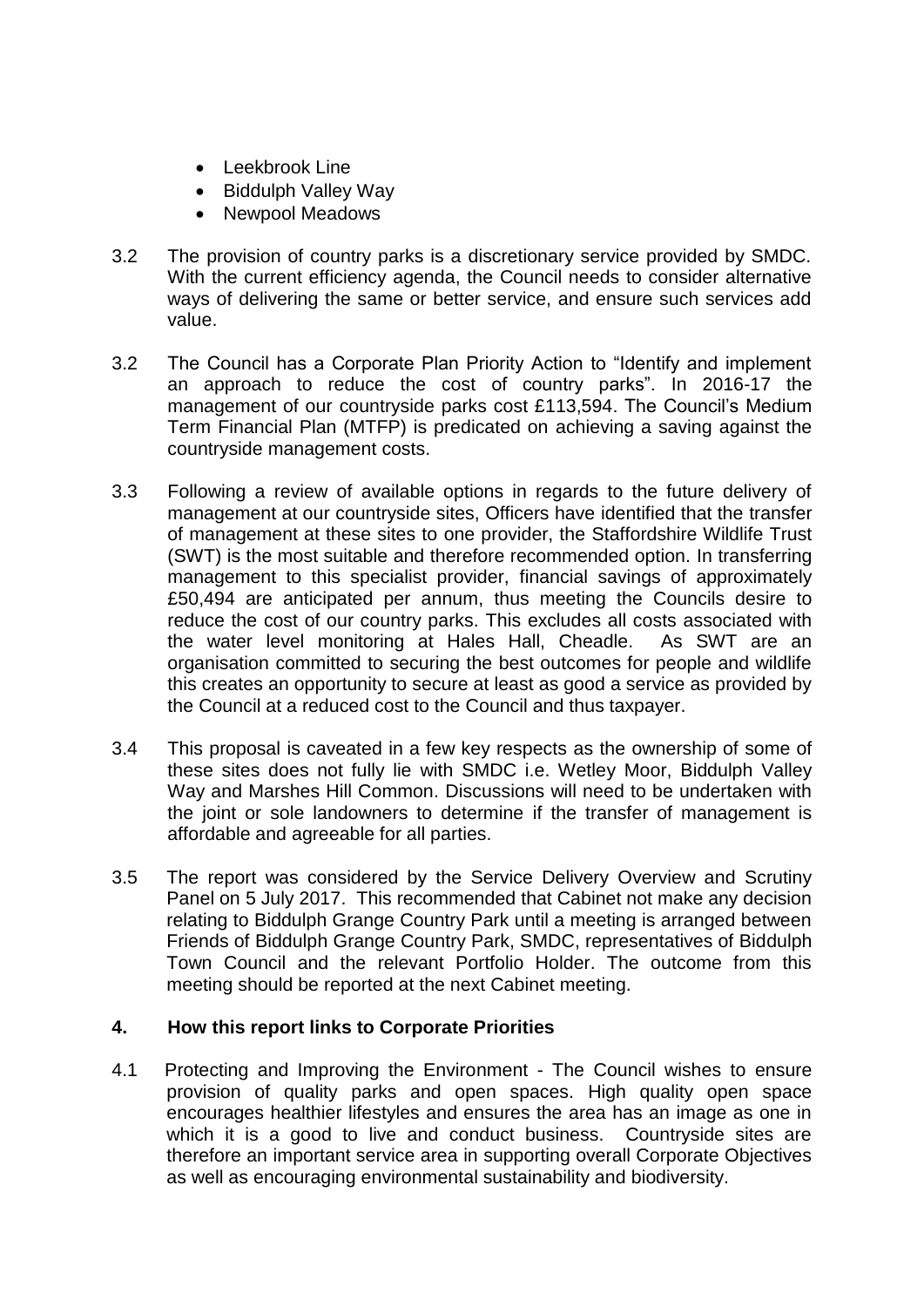- Leekbrook Line
- Biddulph Valley Way
- Newpool Meadows

3.2 The provision of country parks is a discretionary service provided by SMDC. With the current efficiency agenda, the Council needs to consider alternative ways of delivering the same or better service, and ensure such services add value.

3.2 The Council has a Corporate Plan Priority Action to "Identify and implement an approach to reduce the cost of country parks". In 2016-17 the management of our countryside parks cost £113,594. The Council's Medium Term Financial Plan (MTFP) is predicated on achieving a saving against the countryside management costs.

3.3 Following a review of available options in regards to the future delivery of management at our countryside sites, Officers have identified that the transfer of management at these sites to one provider, the Staffordshire Wildlife Trust (SWT) is the most suitable and therefore recommended option. In transferring management to this specialist provider, financial savings of approximately £50,494 are anticipated per annum, thus meeting the Councils desire to reduce the cost of our country parks. This excludes all costs associated with the water level monitoring at Hales Hall, Cheadle. As SWT are an organisation committed to securing the best outcomes for people and wildlife this creates an opportunity to secure at least as good a service as provided by the Council at a reduced cost to the Council and thus taxpayer.

3.4 This proposal is caveated in a few key respects as the ownership of some of these sites does not fully lie with SMDC i.e. Wetley Moor, Biddulph Valley Way and Marshes Hill Common. Discussions will need to be undertaken with the joint or sole landowners to determine if the transfer of management is affordable and agreeable for all parties.

3.5 The report was considered by the Service Delivery Overview and Scrutiny Panel on 5 July 2017. This recommended that Cabinet not make any decision relating to Biddulph Grange Country Park until a meeting is arranged between Friends of Biddulph Grange Country Park, SMDC, representatives of Biddulph Town Council and the relevant Portfolio Holder. The outcome from this meeting should be reported at the next Cabinet meeting.

## 4. How this report links to Corporate Priorities

4.1 Protecting and Improving the Environment - The Council wishes to ensure provision of quality parks and open spaces. High quality open space encourages healthier lifestyles and ensures the area has an image as one in which it is a good to live and conduct business. Countryside sites are therefore an important service area in supporting overall Corporate Objectives as well as encouraging environmental sustainability and biodiversity.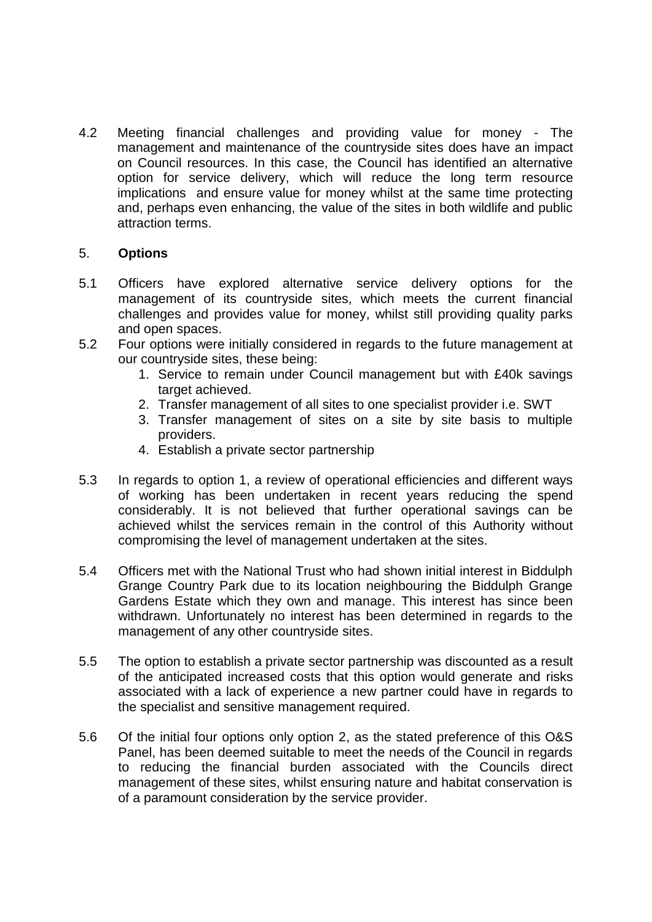4.2 Meeting financial challenges and providing value for money - The management and maintenance of the countryside sites does have an impact on Council resources. In this case, the Council has identified an alternative option for service delivery, which will reduce the long term resource implications and ensure value for money whilst at the same time protecting and, perhaps even enhancing, the value of the sites in both wildlife and public attraction terms.

## 5. **Options**

5.1 Officers have explored alternative service delivery options for the management of its countryside sites, which meets the current financial challenges and provides value for money, whilst still providing quality parks and open spaces.

5.2 Four options were initially considered in regards to the future management at our countryside sites, these being:

1. Service to remain under Council management but with £40k savings target achieved.
2. Transfer management of all sites to one specialist provider i.e. SWT
3. Transfer management of sites on a site by site basis to multiple providers.
4. Establish a private sector partnership

5.3 In regards to option 1, a review of operational efficiencies and different ways of working has been undertaken in recent years reducing the spend considerably. It is not believed that further operational savings can be achieved whilst the services remain in the control of this Authority without compromising the level of management undertaken at the sites.

5.4 Officers met with the National Trust who had shown initial interest in Biddulph Grange Country Park due to its location neighbouring the Biddulph Grange Gardens Estate which they own and manage. This interest has since been withdrawn. Unfortunately no interest has been determined in regards to the management of any other countryside sites.

5.5 The option to establish a private sector partnership was discounted as a result of the anticipated increased costs that this option would generate and risks associated with a lack of experience a new partner could have in regards to the specialist and sensitive management required.

5.6 Of the initial four options only option 2, as the stated preference of this O&S Panel, has been deemed suitable to meet the needs of the Council in regards to reducing the financial burden associated with the Councils direct management of these sites, whilst ensuring nature and habitat conservation is of a paramount consideration by the service provider.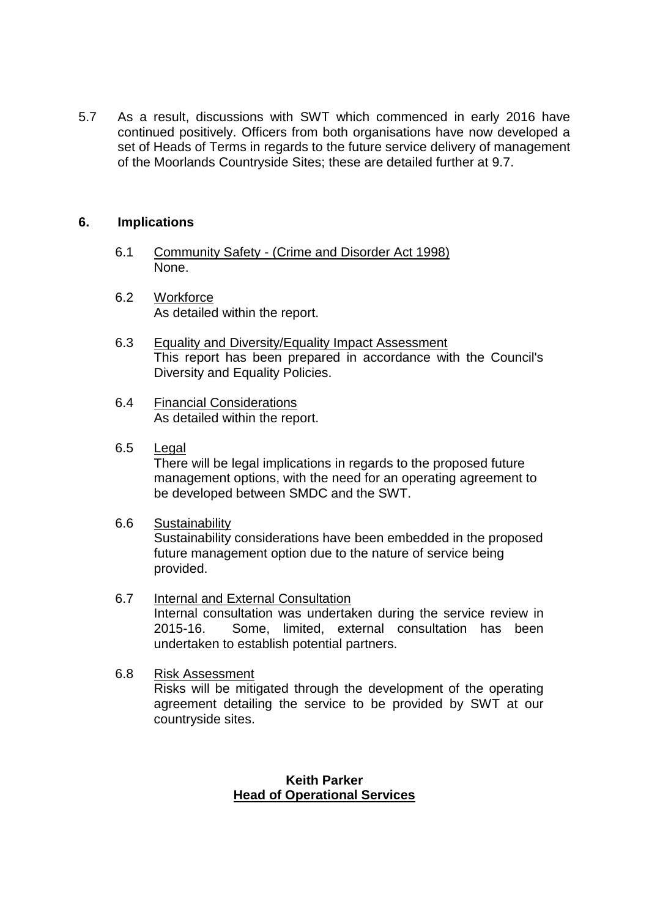5.7 As a result, discussions with SWT which commenced in early 2016 have continued positively. Officers from both organisations have now developed a set of Heads of Terms in regards to the future service delivery of management of the Moorlands Countryside Sites; these are detailed further at 9.7.

## 6. Implications

6.1 Community Safety - (Crime and Disorder Act 1998)
None.

6.2 Workforce
As detailed within the report.

6.3 Equality and Diversity/Equality Impact Assessment
This report has been prepared in accordance with the Council's Diversity and Equality Policies.

6.4 Financial Considerations
As detailed within the report.

6.5 Legal
There will be legal implications in regards to the proposed future management options, with the need for an operating agreement to be developed between SMDC and the SWT.

6.6 Sustainability
Sustainability considerations have been embedded in the proposed future management option due to the nature of service being provided.

6.7 Internal and External Consultation
Internal consultation was undertaken during the service review in 2015-16. Some, limited, external consultation has been undertaken to establish potential partners.

6.8 Risk Assessment
Risks will be mitigated through the development of the operating agreement detailing the service to be provided by SWT at our countryside sites.

**Keith Parker**
**Head of Operational Services**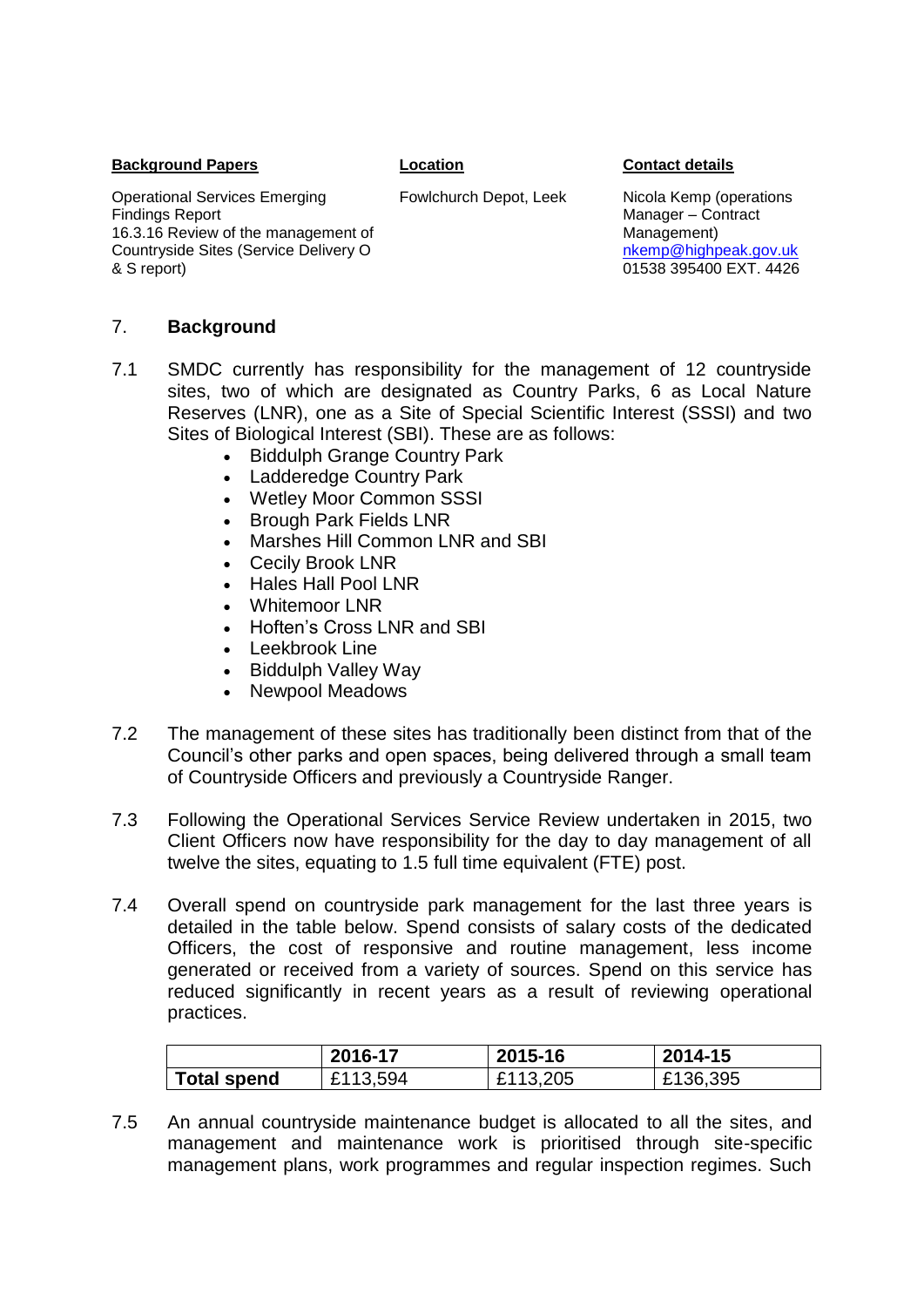| Background Papers | Location | Contact details |
|---|---|---|
| Operational Services Emerging Findings Report 16.3.16 Review of the management of Countryside Sites (Service Delivery O & S report) | Fowlchurch Depot, Leek | Nicola Kemp (operations Manager – Contract Management) [nkemp@highpeak.gov.uk](mailto:nkemp@highpeak.gov.uk) 01538 395400 EXT. 4426 |

## 7. Background

7.1 SMDC currently has responsibility for the management of 12 countryside sites, two of which are designated as Country Parks, 6 as Local Nature Reserves (LNR), one as a Site of Special Scientific Interest (SSSI) and two Sites of Biological Interest (SBI). These are as follows:

- Biddulph Grange Country Park
- Ladderedge Country Park
- Wetley Moor Common SSSI
- Brough Park Fields LNR
- Marshes Hill Common LNR and SBI
- Cecily Brook LNR
- Hales Hall Pool LNR
- Whitemoor LNR
- Hoften's Cross LNR and SBI
- Leekbrook Line
- Biddulph Valley Way
- Newpool Meadows

7.2 The management of these sites has traditionally been distinct from that of the Council's other parks and open spaces, being delivered through a small team of Countryside Officers and previously a Countryside Ranger.

7.3 Following the Operational Services Service Review undertaken in 2015, two Client Officers now have responsibility for the day to day management of all twelve the sites, equating to 1.5 full time equivalent (FTE) post.

7.4 Overall spend on countryside park management for the last three years is detailed in the table below. Spend consists of salary costs of the dedicated Officers, the cost of responsive and routine management, less income generated or received from a variety of sources. Spend on this service has reduced significantly in recent years as a result of reviewing operational practices.

| | 2016-17 | 2015-16 | 2014-15 |
|---|---|---|---|
| **Total spend** | £113,594 | £113,205 | £136,395 |

7.5 An annual countryside maintenance budget is allocated to all the sites, and management and maintenance work is prioritised through site-specific management plans, work programmes and regular inspection regimes. Such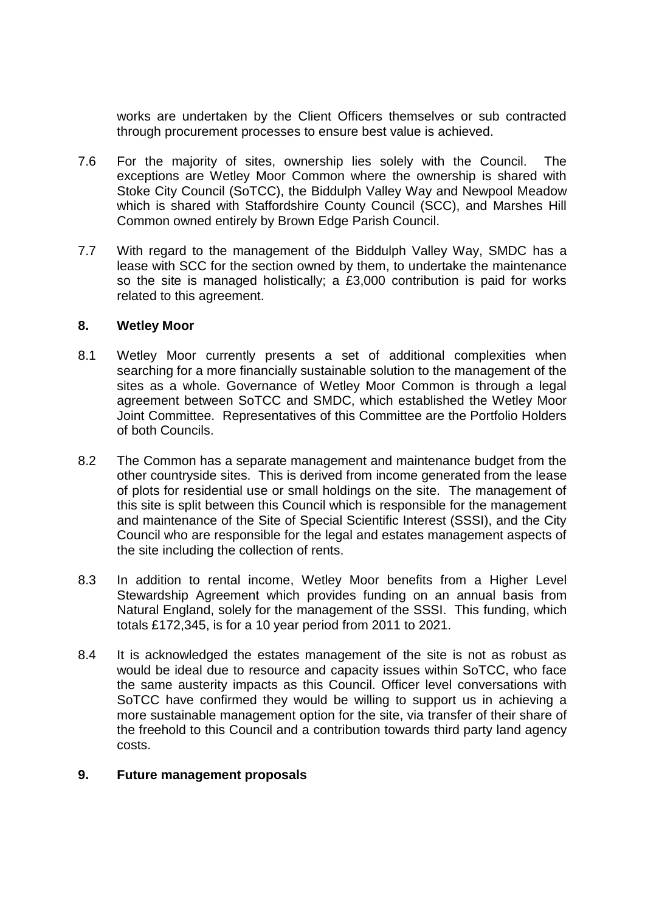works are undertaken by the Client Officers themselves or sub contracted through procurement processes to ensure best value is achieved.

7.6 For the majority of sites, ownership lies solely with the Council. The exceptions are Wetley Moor Common where the ownership is shared with Stoke City Council (SoTCC), the Biddulph Valley Way and Newpool Meadow which is shared with Staffordshire County Council (SCC), and Marshes Hill Common owned entirely by Brown Edge Parish Council.

7.7 With regard to the management of the Biddulph Valley Way, SMDC has a lease with SCC for the section owned by them, to undertake the maintenance so the site is managed holistically; a £3,000 contribution is paid for works related to this agreement.

## 8. Wetley Moor

8.1 Wetley Moor currently presents a set of additional complexities when searching for a more financially sustainable solution to the management of the sites as a whole. Governance of Wetley Moor Common is through a legal agreement between SoTCC and SMDC, which established the Wetley Moor Joint Committee. Representatives of this Committee are the Portfolio Holders of both Councils.

8.2 The Common has a separate management and maintenance budget from the other countryside sites. This is derived from income generated from the lease of plots for residential use or small holdings on the site. The management of this site is split between this Council which is responsible for the management and maintenance of the Site of Special Scientific Interest (SSSI), and the City Council who are responsible for the legal and estates management aspects of the site including the collection of rents.

8.3 In addition to rental income, Wetley Moor benefits from a Higher Level Stewardship Agreement which provides funding on an annual basis from Natural England, solely for the management of the SSSI. This funding, which totals £172,345, is for a 10 year period from 2011 to 2021.

8.4 It is acknowledged the estates management of the site is not as robust as would be ideal due to resource and capacity issues within SoTCC, who face the same austerity impacts as this Council. Officer level conversations with SoTCC have confirmed they would be willing to support us in achieving a more sustainable management option for the site, via transfer of their share of the freehold to this Council and a contribution towards third party land agency costs.

## 9. Future management proposals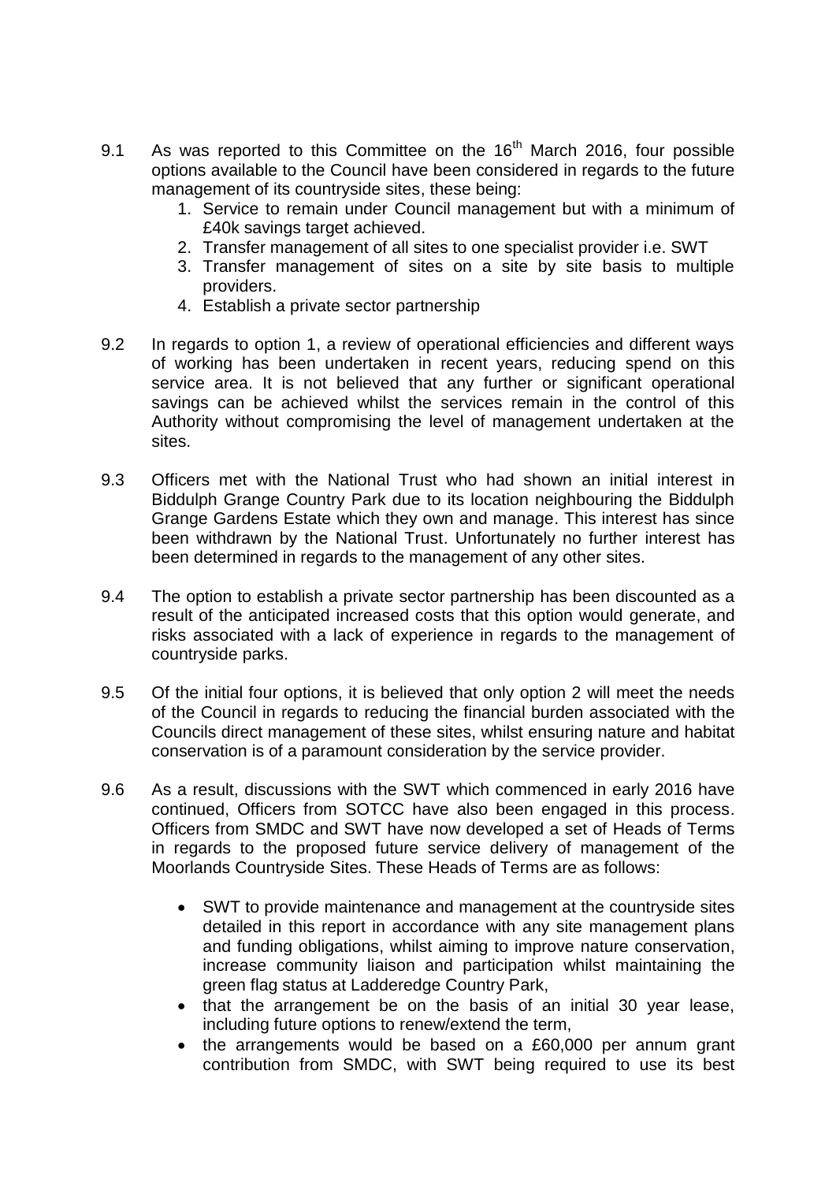9.1 As was reported to this Committee on the 16th March 2016, four possible options available to the Council have been considered in regards to the future management of its countryside sites, these being:

1. Service to remain under Council management but with a minimum of £40k savings target achieved.
2. Transfer management of all sites to one specialist provider i.e. SWT
3. Transfer management of sites on a site by site basis to multiple providers.
4. Establish a private sector partnership

9.2 In regards to option 1, a review of operational efficiencies and different ways of working has been undertaken in recent years, reducing spend on this service area. It is not believed that any further or significant operational savings can be achieved whilst the services remain in the control of this Authority without compromising the level of management undertaken at the sites.

9.3 Officers met with the National Trust who had shown an initial interest in Biddulph Grange Country Park due to its location neighbouring the Biddulph Grange Gardens Estate which they own and manage. This interest has since been withdrawn by the National Trust. Unfortunately no further interest has been determined in regards to the management of any other sites.

9.4 The option to establish a private sector partnership has been discounted as a result of the anticipated increased costs that this option would generate, and risks associated with a lack of experience in regards to the management of countryside parks.

9.5 Of the initial four options, it is believed that only option 2 will meet the needs of the Council in regards to reducing the financial burden associated with the Councils direct management of these sites, whilst ensuring nature and habitat conservation is of a paramount consideration by the service provider.

9.6 As a result, discussions with the SWT which commenced in early 2016 have continued, Officers from SOTCC have also been engaged in this process. Officers from SMDC and SWT have now developed a set of Heads of Terms in regards to the proposed future service delivery of management of the Moorlands Countryside Sites. These Heads of Terms are as follows:

- SWT to provide maintenance and management at the countryside sites detailed in this report in accordance with any site management plans and funding obligations, whilst aiming to improve nature conservation, increase community liaison and participation whilst maintaining the green flag status at Ladderedge Country Park,
- that the arrangement be on the basis of an initial 30 year lease, including future options to renew/extend the term,
- the arrangements would be based on a £60,000 per annum grant contribution from SMDC, with SWT being required to use its best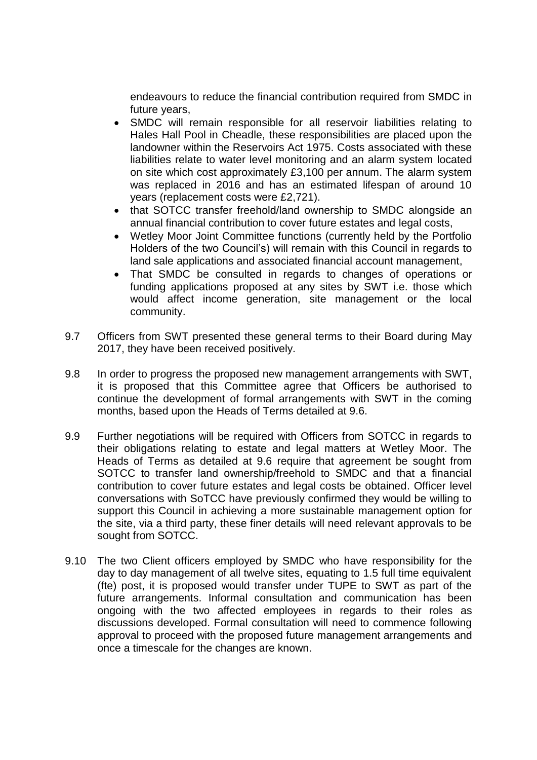endeavours to reduce the financial contribution required from SMDC in future years,

- SMDC will remain responsible for all reservoir liabilities relating to Hales Hall Pool in Cheadle, these responsibilities are placed upon the landowner within the Reservoirs Act 1975. Costs associated with these liabilities relate to water level monitoring and an alarm system located on site which cost approximately £3,100 per annum. The alarm system was replaced in 2016 and has an estimated lifespan of around 10 years (replacement costs were £2,721).
- that SOTCC transfer freehold/land ownership to SMDC alongside an annual financial contribution to cover future estates and legal costs,
- Wetley Moor Joint Committee functions (currently held by the Portfolio Holders of the two Council's) will remain with this Council in regards to land sale applications and associated financial account management,
- That SMDC be consulted in regards to changes of operations or funding applications proposed at any sites by SWT i.e. those which would affect income generation, site management or the local community.

9.7 Officers from SWT presented these general terms to their Board during May 2017, they have been received positively.

9.8 In order to progress the proposed new management arrangements with SWT, it is proposed that this Committee agree that Officers be authorised to continue the development of formal arrangements with SWT in the coming months, based upon the Heads of Terms detailed at 9.6.

9.9 Further negotiations will be required with Officers from SOTCC in regards to their obligations relating to estate and legal matters at Wetley Moor. The Heads of Terms as detailed at 9.6 require that agreement be sought from SOTCC to transfer land ownership/freehold to SMDC and that a financial contribution to cover future estates and legal costs be obtained. Officer level conversations with SoTCC have previously confirmed they would be willing to support this Council in achieving a more sustainable management option for the site, via a third party, these finer details will need relevant approvals to be sought from SOTCC.

9.10 The two Client officers employed by SMDC who have responsibility for the day to day management of all twelve sites, equating to 1.5 full time equivalent (fte) post, it is proposed would transfer under TUPE to SWT as part of the future arrangements. Informal consultation and communication has been ongoing with the two affected employees in regards to their roles as discussions developed. Formal consultation will need to commence following approval to proceed with the proposed future management arrangements and once a timescale for the changes are known.